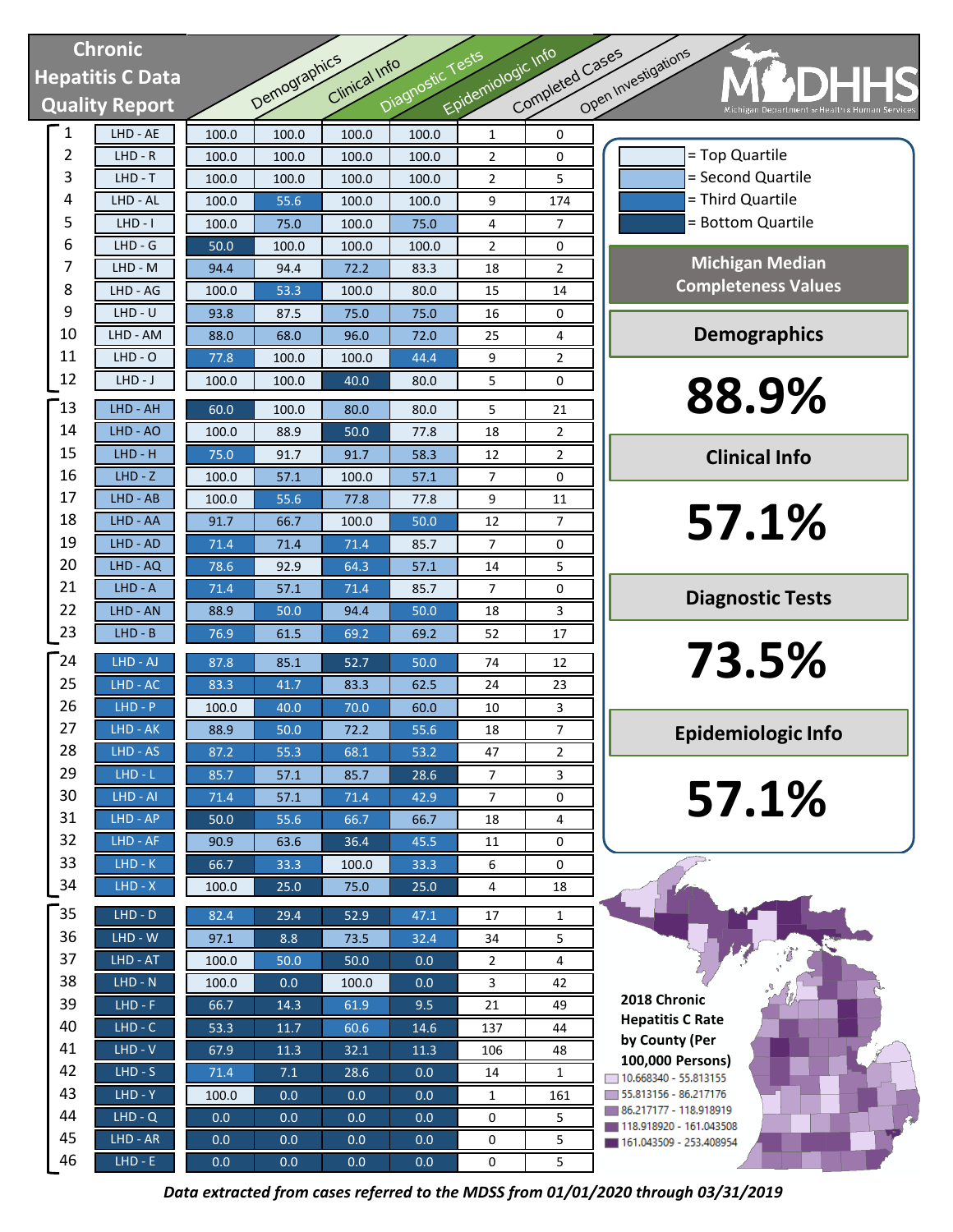# Chronic Hepatitis C Data Quality Report

MDHHS — Michigan Department of Health & Human Services

| # | LHD | Demographics | Clinical Info | Diagnostic Tests | Epidemiologic Info | Completed Cases | Open Investigations |
|---|---|---|---|---|---|---|---|
| 1 | LHD - AE | 100.0 | 100.0 | 100.0 | 100.0 | 1 | 0 |
| 2 | LHD - R | 100.0 | 100.0 | 100.0 | 100.0 | 2 | 0 |
| 3 | LHD - T | 100.0 | 100.0 | 100.0 | 100.0 | 2 | 5 |
| 4 | LHD - AL | 100.0 | 55.6 | 100.0 | 100.0 | 9 | 174 |
| 5 | LHD - I | 100.0 | 75.0 | 100.0 | 75.0 | 4 | 7 |
| 6 | LHD - G | 50.0 | 100.0 | 100.0 | 100.0 | 2 | 0 |
| 7 | LHD - M | 94.4 | 94.4 | 72.2 | 83.3 | 18 | 2 |
| 8 | LHD - AG | 100.0 | 53.3 | 100.0 | 80.0 | 15 | 14 |
| 9 | LHD - U | 93.8 | 87.5 | 75.0 | 75.0 | 16 | 0 |
| 10 | LHD - AM | 88.0 | 68.0 | 96.0 | 72.0 | 25 | 4 |
| 11 | LHD - O | 77.8 | 100.0 | 100.0 | 44.4 | 9 | 2 |
| 12 | LHD - J | 100.0 | 100.0 | 40.0 | 80.0 | 5 | 0 |
| 13 | LHD - AH | 60.0 | 100.0 | 80.0 | 80.0 | 5 | 21 |
| 14 | LHD - AO | 100.0 | 88.9 | 50.0 | 77.8 | 18 | 2 |
| 15 | LHD - H | 75.0 | 91.7 | 91.7 | 58.3 | 12 | 2 |
| 16 | LHD - Z | 100.0 | 57.1 | 100.0 | 57.1 | 7 | 0 |
| 17 | LHD - AB | 100.0 | 55.6 | 77.8 | 77.8 | 9 | 11 |
| 18 | LHD - AA | 91.7 | 66.7 | 100.0 | 50.0 | 12 | 7 |
| 19 | LHD - AD | 71.4 | 71.4 | 71.4 | 85.7 | 7 | 0 |
| 20 | LHD - AQ | 78.6 | 92.9 | 64.3 | 57.1 | 14 | 5 |
| 21 | LHD - A | 71.4 | 57.1 | 71.4 | 85.7 | 7 | 0 |
| 22 | LHD - AN | 88.9 | 50.0 | 94.4 | 50.0 | 18 | 3 |
| 23 | LHD - B | 76.9 | 61.5 | 69.2 | 69.2 | 52 | 17 |
| 24 | LHD - AJ | 87.8 | 85.1 | 52.7 | 50.0 | 74 | 12 |
| 25 | LHD - AC | 83.3 | 41.7 | 83.3 | 62.5 | 24 | 23 |
| 26 | LHD - P | 100.0 | 40.0 | 70.0 | 60.0 | 10 | 3 |
| 27 | LHD - AK | 88.9 | 50.0 | 72.2 | 55.6 | 18 | 7 |
| 28 | LHD - AS | 87.2 | 55.3 | 68.1 | 53.2 | 47 | 2 |
| 29 | LHD - L | 85.7 | 57.1 | 85.7 | 28.6 | 7 | 3 |
| 30 | LHD - AI | 71.4 | 57.1 | 71.4 | 42.9 | 7 | 0 |
| 31 | LHD - AP | 50.0 | 55.6 | 66.7 | 66.7 | 18 | 4 |
| 32 | LHD - AF | 90.9 | 63.6 | 36.4 | 45.5 | 11 | 0 |
| 33 | LHD - K | 66.7 | 33.3 | 100.0 | 33.3 | 6 | 0 |
| 34 | LHD - X | 100.0 | 25.0 | 75.0 | 25.0 | 4 | 18 |
| 35 | LHD - D | 82.4 | 29.4 | 52.9 | 47.1 | 17 | 1 |
| 36 | LHD - W | 97.1 | 8.8 | 73.5 | 32.4 | 34 | 5 |
| 37 | LHD - AT | 100.0 | 50.0 | 50.0 | 0.0 | 2 | 4 |
| 38 | LHD - N | 100.0 | 0.0 | 100.0 | 0.0 | 3 | 42 |
| 39 | LHD - F | 66.7 | 14.3 | 61.9 | 9.5 | 21 | 49 |
| 40 | LHD - C | 53.3 | 11.7 | 60.6 | 14.6 | 137 | 44 |
| 41 | LHD - V | 67.9 | 11.3 | 32.1 | 11.3 | 106 | 48 |
| 42 | LHD - S | 71.4 | 7.1 | 28.6 | 0.0 | 14 | 1 |
| 43 | LHD - Y | 100.0 | 0.0 | 0.0 | 0.0 | 1 | 161 |
| 44 | LHD - Q | 0.0 | 0.0 | 0.0 | 0.0 | 0 | 5 |
| 45 | LHD - AR | 0.0 | 0.0 | 0.0 | 0.0 | 0 | 5 |
| 46 | LHD - E | 0.0 | 0.0 | 0.0 | 0.0 | 0 | 5 |

- = Top Quartile
- = Second Quartile
- = Third Quartile
- = Bottom Quartile

## Michigan Median Completeness Values

**Demographics**

**88.9%**

**Clinical Info**

**57.1%**

**Diagnostic Tests**

**73.5%**

**Epidemiologic Info**

**57.1%**

**2018 Chronic Hepatitis C Rate by County (Per 100,000 Persons)**

- 10.668340 - 55.813155
- 55.813156 - 86.217176
- 86.217177 - 118.918919
- 118.918920 - 161.043508
- 161.043509 - 253.408954

*Data extracted from cases referred to the MDSS from 01/01/2020 through 03/31/2019*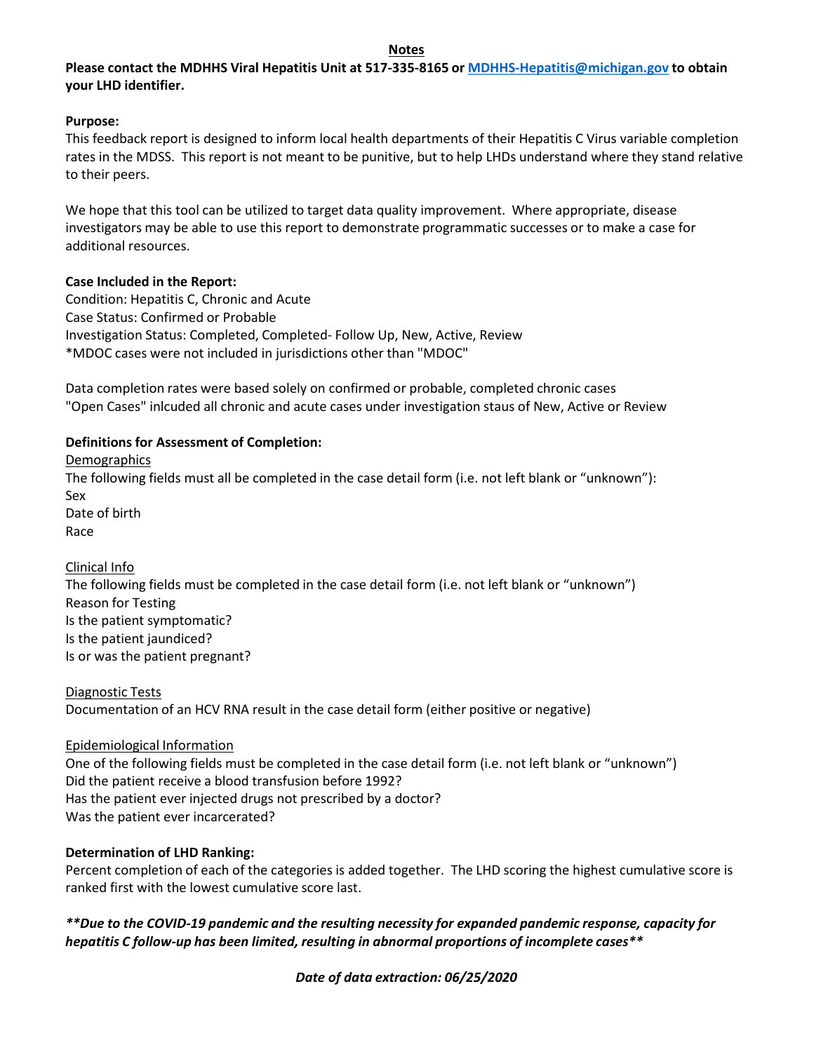## Notes

**Please contact the MDHHS Viral Hepatitis Unit at 517-335-8165 or [MDHHS-Hepatitis@michigan.gov](mailto:MDHHS-Hepatitis@michigan.gov) to obtain your LHD identifier.**

**Purpose:**

This feedback report is designed to inform local health departments of their Hepatitis C Virus variable completion rates in the MDSS. This report is not meant to be punitive, but to help LHDs understand where they stand relative to their peers.

We hope that this tool can be utilized to target data quality improvement. Where appropriate, disease investigators may be able to use this report to demonstrate programmatic successes or to make a case for additional resources.

**Case Included in the Report:**

Condition: Hepatitis C, Chronic and Acute
Case Status: Confirmed or Probable
Investigation Status: Completed, Completed- Follow Up, New, Active, Review
*MDOC cases were not included in jurisdictions other than "MDOC"

Data completion rates were based solely on confirmed or probable, completed chronic cases
"Open Cases" inlcuded all chronic and acute cases under investigation staus of New, Active or Review

**Definitions for Assessment of Completion:**

Demographics
The following fields must all be completed in the case detail form (i.e. not left blank or "unknown"):
Sex
Date of birth
Race

Clinical Info
The following fields must be completed in the case detail form (i.e. not left blank or "unknown")
Reason for Testing
Is the patient symptomatic?
Is the patient jaundiced?
Is or was the patient pregnant?

Diagnostic Tests
Documentation of an HCV RNA result in the case detail form (either positive or negative)

Epidemiological Information
One of the following fields must be completed in the case detail form (i.e. not left blank or "unknown")
Did the patient receive a blood transfusion before 1992?
Has the patient ever injected drugs not prescribed by a doctor?
Was the patient ever incarcerated?

**Determination of LHD Ranking:**

Percent completion of each of the categories is added together. The LHD scoring the highest cumulative score is ranked first with the lowest cumulative score last.

***\*\*Due to the COVID-19 pandemic and the resulting necessity for expanded pandemic response, capacity for hepatitis C follow-up has been limited, resulting in abnormal proportions of incomplete cases\*\****

***Date of data extraction: 06/25/2020***